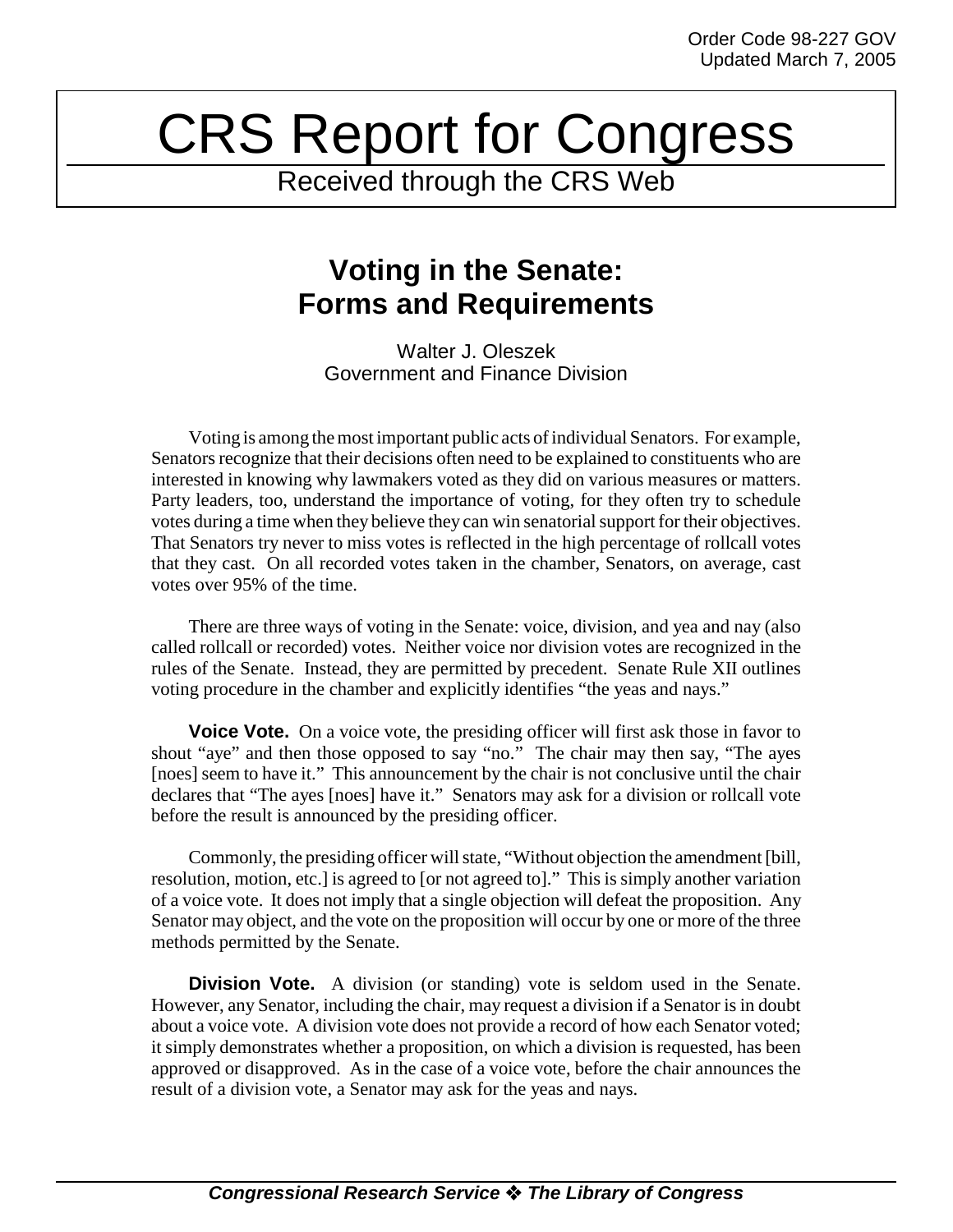Order Code 98-227 GOV
Updated March 7, 2005

# CRS Report for Congress

Received through the CRS Web

## Voting in the Senate: Forms and Requirements

Walter J. Oleszek
Government and Finance Division

Voting is among the most important public acts of individual Senators. For example, Senators recognize that their decisions often need to be explained to constituents who are interested in knowing why lawmakers voted as they did on various measures or matters. Party leaders, too, understand the importance of voting, for they often try to schedule votes during a time when they believe they can win senatorial support for their objectives. That Senators try never to miss votes is reflected in the high percentage of rollcall votes that they cast. On all recorded votes taken in the chamber, Senators, on average, cast votes over 95% of the time.

There are three ways of voting in the Senate: voice, division, and yea and nay (also called rollcall or recorded) votes. Neither voice nor division votes are recognized in the rules of the Senate. Instead, they are permitted by precedent. Senate Rule XII outlines voting procedure in the chamber and explicitly identifies "the yeas and nays."

**Voice Vote.** On a voice vote, the presiding officer will first ask those in favor to shout "aye" and then those opposed to say "no." The chair may then say, "The ayes [noes] seem to have it." This announcement by the chair is not conclusive until the chair declares that "The ayes [noes] have it." Senators may ask for a division or rollcall vote before the result is announced by the presiding officer.

Commonly, the presiding officer will state, "Without objection the amendment [bill, resolution, motion, etc.] is agreed to [or not agreed to]." This is simply another variation of a voice vote. It does not imply that a single objection will defeat the proposition. Any Senator may object, and the vote on the proposition will occur by one or more of the three methods permitted by the Senate.

**Division Vote.** A division (or standing) vote is seldom used in the Senate. However, any Senator, including the chair, may request a division if a Senator is in doubt about a voice vote. A division vote does not provide a record of how each Senator voted; it simply demonstrates whether a proposition, on which a division is requested, has been approved or disapproved. As in the case of a voice vote, before the chair announces the result of a division vote, a Senator may ask for the yeas and nays.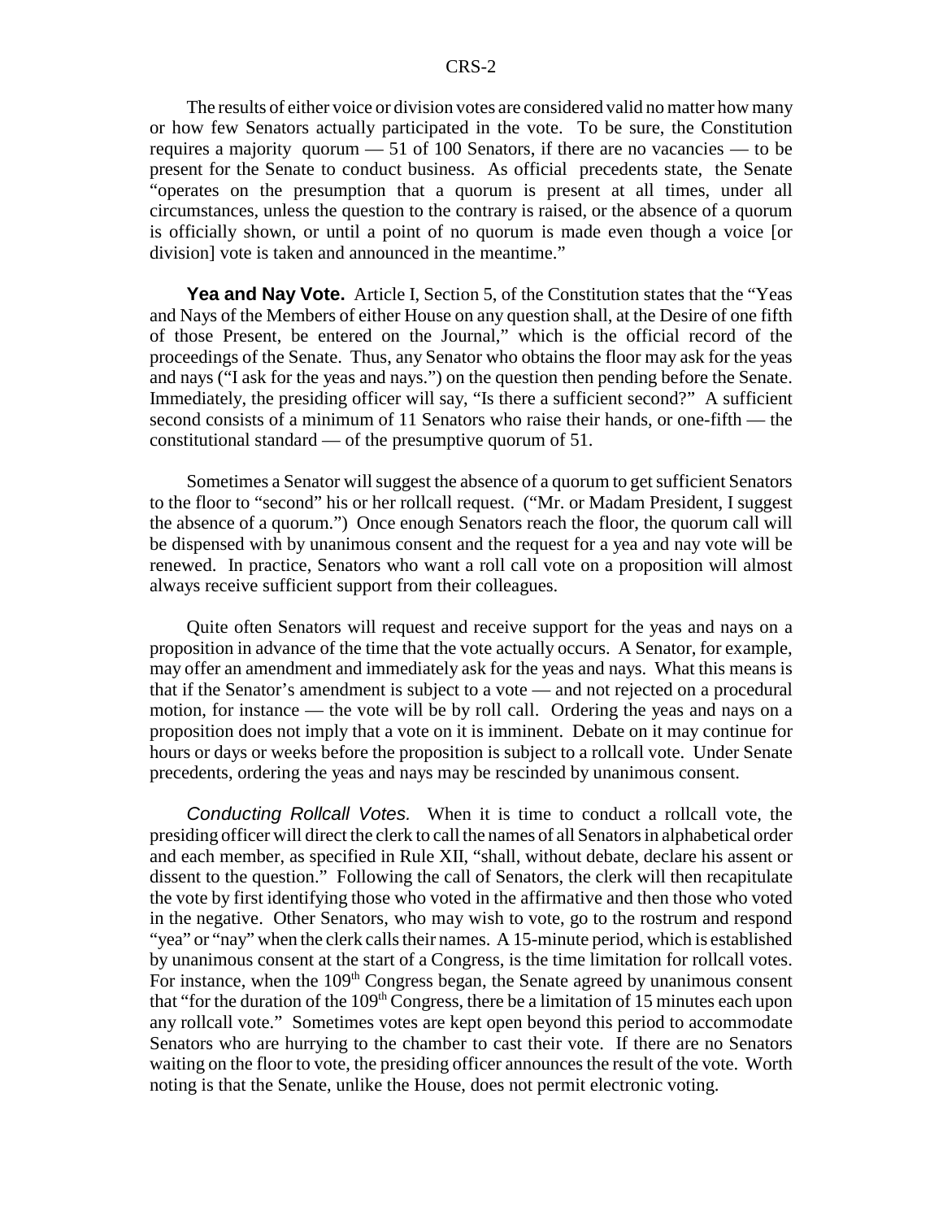The results of either voice or division votes are considered valid no matter how many or how few Senators actually participated in the vote. To be sure, the Constitution requires a majority quorum — 51 of 100 Senators, if there are no vacancies — to be present for the Senate to conduct business. As official precedents state, the Senate "operates on the presumption that a quorum is present at all times, under all circumstances, unless the question to the contrary is raised, or the absence of a quorum is officially shown, or until a point of no quorum is made even though a voice [or division] vote is taken and announced in the meantime."

**Yea and Nay Vote.** Article I, Section 5, of the Constitution states that the "Yeas and Nays of the Members of either House on any question shall, at the Desire of one fifth of those Present, be entered on the Journal," which is the official record of the proceedings of the Senate. Thus, any Senator who obtains the floor may ask for the yeas and nays ("I ask for the yeas and nays.") on the question then pending before the Senate. Immediately, the presiding officer will say, "Is there a sufficient second?" A sufficient second consists of a minimum of 11 Senators who raise their hands, or one-fifth — the constitutional standard — of the presumptive quorum of 51.

Sometimes a Senator will suggest the absence of a quorum to get sufficient Senators to the floor to "second" his or her rollcall request. ("Mr. or Madam President, I suggest the absence of a quorum.") Once enough Senators reach the floor, the quorum call will be dispensed with by unanimous consent and the request for a yea and nay vote will be renewed. In practice, Senators who want a roll call vote on a proposition will almost always receive sufficient support from their colleagues.

Quite often Senators will request and receive support for the yeas and nays on a proposition in advance of the time that the vote actually occurs. A Senator, for example, may offer an amendment and immediately ask for the yeas and nays. What this means is that if the Senator's amendment is subject to a vote — and not rejected on a procedural motion, for instance — the vote will be by roll call. Ordering the yeas and nays on a proposition does not imply that a vote on it is imminent. Debate on it may continue for hours or days or weeks before the proposition is subject to a rollcall vote. Under Senate precedents, ordering the yeas and nays may be rescinded by unanimous consent.

*Conducting Rollcall Votes.* When it is time to conduct a rollcall vote, the presiding officer will direct the clerk to call the names of all Senators in alphabetical order and each member, as specified in Rule XII, "shall, without debate, declare his assent or dissent to the question." Following the call of Senators, the clerk will then recapitulate the vote by first identifying those who voted in the affirmative and then those who voted in the negative. Other Senators, who may wish to vote, go to the rostrum and respond "yea" or "nay" when the clerk calls their names. A 15-minute period, which is established by unanimous consent at the start of a Congress, is the time limitation for rollcall votes. For instance, when the 109th Congress began, the Senate agreed by unanimous consent that "for the duration of the 109th Congress, there be a limitation of 15 minutes each upon any rollcall vote." Sometimes votes are kept open beyond this period to accommodate Senators who are hurrying to the chamber to cast their vote. If there are no Senators waiting on the floor to vote, the presiding officer announces the result of the vote. Worth noting is that the Senate, unlike the House, does not permit electronic voting.